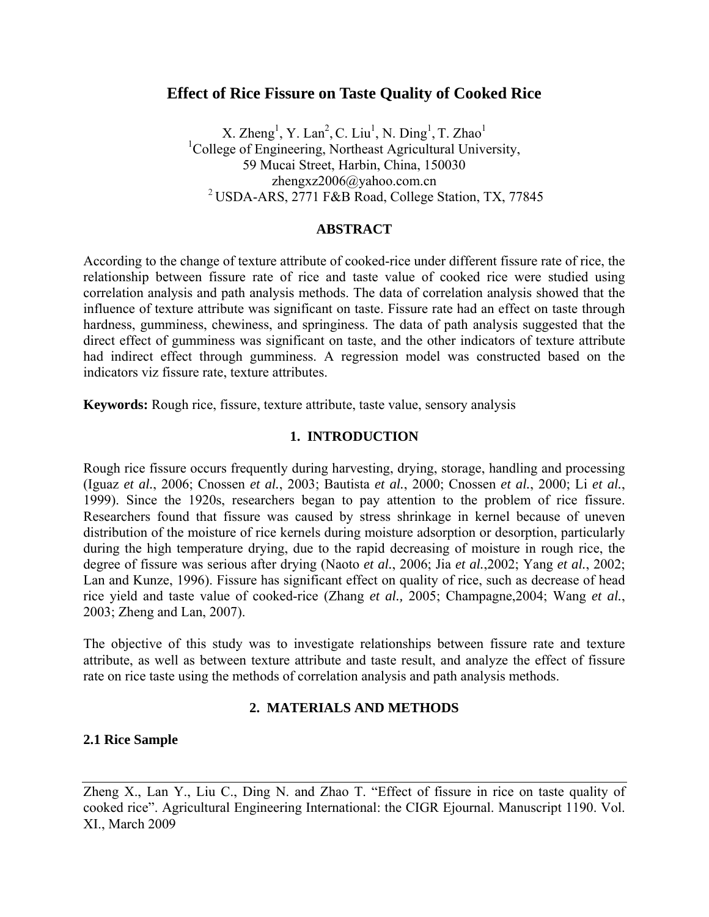# Effect of Rice Fissure on Taste Quality of Cooked Rice

X. Zheng[1], Y. Lan[2], C. Liu[1], N. Ding[1], T. Zhao[1]

[1]College of Engineering, Northeast Agricultural University,
59 Mucai Street, Harbin, China, 150030
zhengxz2006@yahoo.com.cn

[2] USDA-ARS, 2771 F&B Road, College Station, TX, 77845

## ABSTRACT

According to the change of texture attribute of cooked-rice under different fissure rate of rice, the relationship between fissure rate of rice and taste value of cooked rice were studied using correlation analysis and path analysis methods. The data of correlation analysis showed that the influence of texture attribute was significant on taste. Fissure rate had an effect on taste through hardness, gumminess, chewiness, and springiness. The data of path analysis suggested that the direct effect of gumminess was significant on taste, and the other indicators of texture attribute had indirect effect through gumminess. A regression model was constructed based on the indicators viz fissure rate, texture attributes.

**Keywords:** Rough rice, fissure, texture attribute, taste value, sensory analysis

## 1. INTRODUCTION

Rough rice fissure occurs frequently during harvesting, drying, storage, handling and processing (Iguaz *et al.*, 2006; Cnossen *et al.*, 2003; Bautista *et al.*, 2000; Cnossen *et al.*, 2000; Li *et al.*, 1999). Since the 1920s, researchers began to pay attention to the problem of rice fissure. Researchers found that fissure was caused by stress shrinkage in kernel because of uneven distribution of the moisture of rice kernels during moisture adsorption or desorption, particularly during the high temperature drying, due to the rapid decreasing of moisture in rough rice, the degree of fissure was serious after drying (Naoto *et al.*, 2006; Jia *et al.*,2002; Yang *et al.*, 2002; Lan and Kunze, 1996). Fissure has significant effect on quality of rice, such as decrease of head rice yield and taste value of cooked-rice (Zhang *et al.,* 2005; Champagne,2004; Wang *et al.*, 2003; Zheng and Lan, 2007).

The objective of this study was to investigate relationships between fissure rate and texture attribute, as well as between texture attribute and taste result, and analyze the effect of fissure rate on rice taste using the methods of correlation analysis and path analysis methods.

## 2. MATERIALS AND METHODS

### 2.1 Rice Sample

Zheng X., Lan Y., Liu C., Ding N. and Zhao T. "Effect of fissure in rice on taste quality of cooked rice". Agricultural Engineering International: the CIGR Ejournal. Manuscript 1190. Vol. XI., March 2009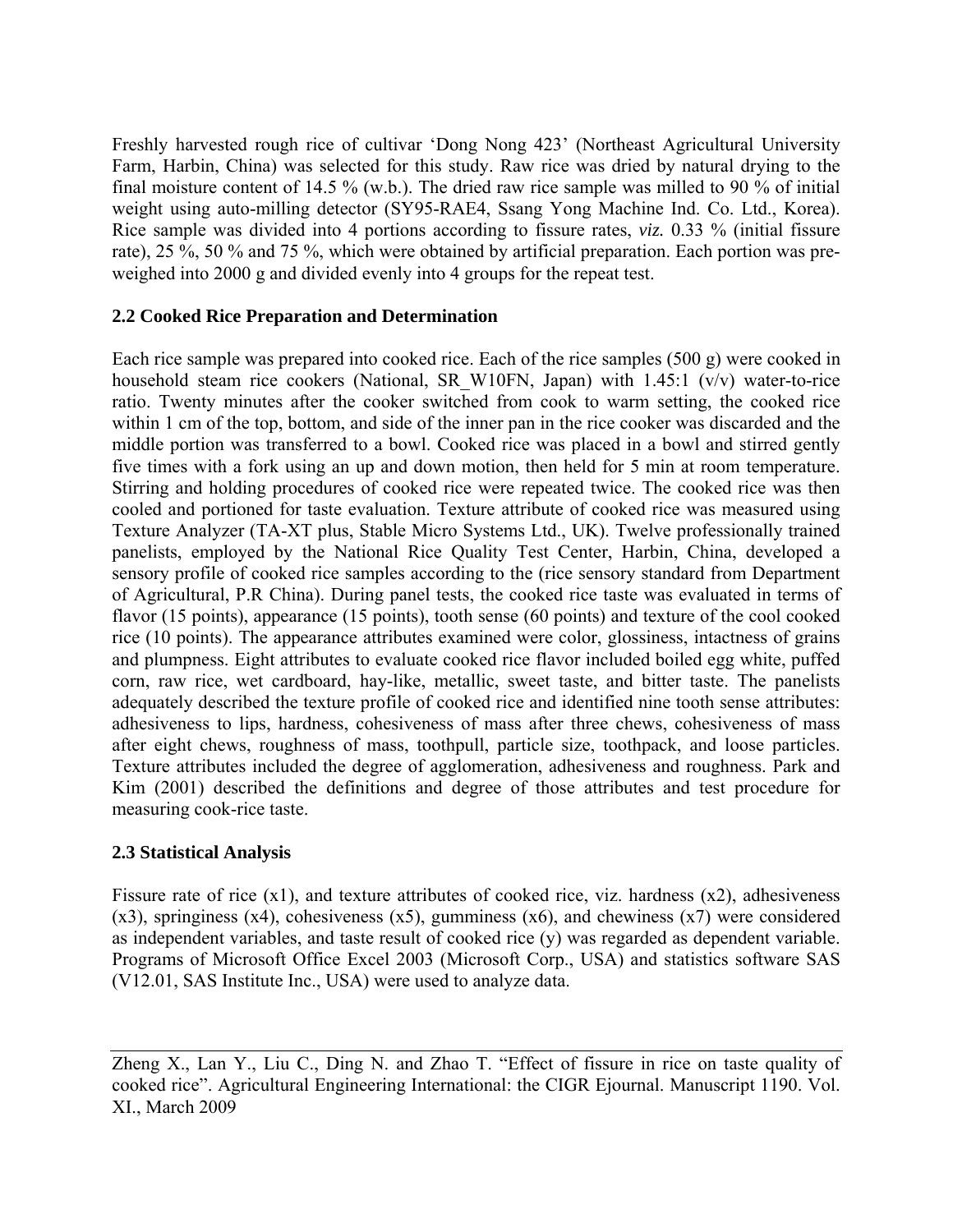Freshly harvested rough rice of cultivar 'Dong Nong 423' (Northeast Agricultural University Farm, Harbin, China) was selected for this study. Raw rice was dried by natural drying to the final moisture content of 14.5 % (w.b.). The dried raw rice sample was milled to 90 % of initial weight using auto-milling detector (SY95-RAE4, Ssang Yong Machine Ind. Co. Ltd., Korea). Rice sample was divided into 4 portions according to fissure rates, *viz.* 0.33 % (initial fissure rate), 25 %, 50 % and 75 %, which were obtained by artificial preparation. Each portion was pre-weighed into 2000 g and divided evenly into 4 groups for the repeat test.

### 2.2 Cooked Rice Preparation and Determination

Each rice sample was prepared into cooked rice. Each of the rice samples (500 g) were cooked in household steam rice cookers (National, SR_W10FN, Japan) with 1.45:1 (v/v) water-to-rice ratio. Twenty minutes after the cooker switched from cook to warm setting, the cooked rice within 1 cm of the top, bottom, and side of the inner pan in the rice cooker was discarded and the middle portion was transferred to a bowl. Cooked rice was placed in a bowl and stirred gently five times with a fork using an up and down motion, then held for 5 min at room temperature. Stirring and holding procedures of cooked rice were repeated twice. The cooked rice was then cooled and portioned for taste evaluation. Texture attribute of cooked rice was measured using Texture Analyzer (TA-XT plus, Stable Micro Systems Ltd., UK). Twelve professionally trained panelists, employed by the National Rice Quality Test Center, Harbin, China, developed a sensory profile of cooked rice samples according to the (rice sensory standard from Department of Agricultural, P.R China). During panel tests, the cooked rice taste was evaluated in terms of flavor (15 points), appearance (15 points), tooth sense (60 points) and texture of the cool cooked rice (10 points). The appearance attributes examined were color, glossiness, intactness of grains and plumpness. Eight attributes to evaluate cooked rice flavor included boiled egg white, puffed corn, raw rice, wet cardboard, hay-like, metallic, sweet taste, and bitter taste. The panelists adequately described the texture profile of cooked rice and identified nine tooth sense attributes: adhesiveness to lips, hardness, cohesiveness of mass after three chews, cohesiveness of mass after eight chews, roughness of mass, toothpull, particle size, toothpack, and loose particles. Texture attributes included the degree of agglomeration, adhesiveness and roughness. Park and Kim (2001) described the definitions and degree of those attributes and test procedure for measuring cook-rice taste.

### 2.3 Statistical Analysis

Fissure rate of rice ($x_1$), and texture attributes of cooked rice, viz. hardness ($x_2$), adhesiveness ($x_3$), springiness ($x_4$), cohesiveness ($x_5$), gumminess ($x_6$), and chewiness ($x_7$) were considered as independent variables, and taste result of cooked rice ($y$) was regarded as dependent variable. Programs of Microsoft Office Excel 2003 (Microsoft Corp., USA) and statistics software SAS (V12.01, SAS Institute Inc., USA) were used to analyze data.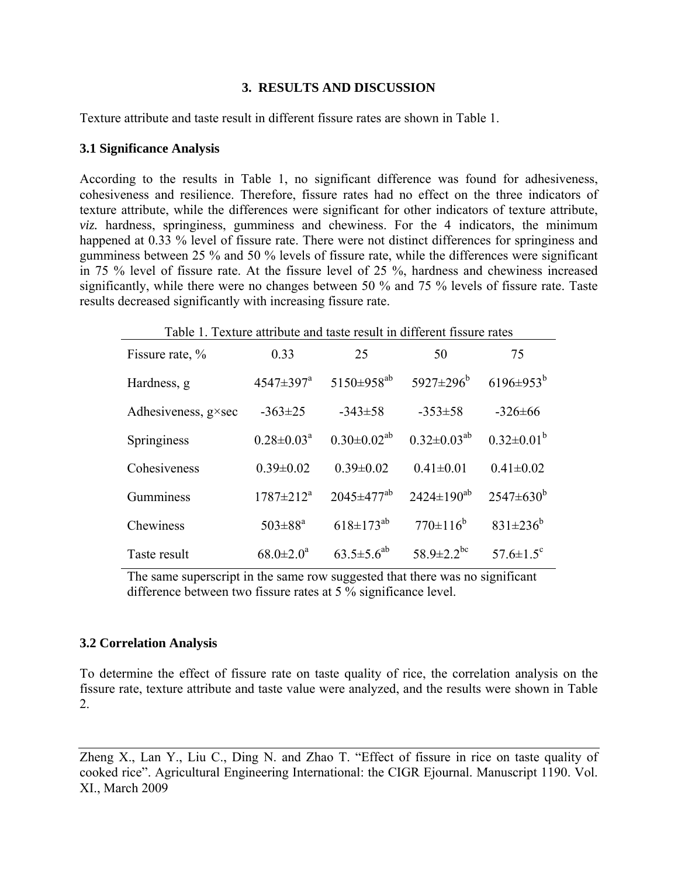## 3. RESULTS AND DISCUSSION

Texture attribute and taste result in different fissure rates are shown in Table 1.

### 3.1 Significance Analysis

According to the results in Table 1, no significant difference was found for adhesiveness, cohesiveness and resilience. Therefore, fissure rates had no effect on the three indicators of texture attribute, while the differences were significant for other indicators of texture attribute, *viz.* hardness, springiness, gumminess and chewiness. For the 4 indicators, the minimum happened at 0.33 % level of fissure rate. There were not distinct differences for springiness and gumminess between 25 % and 50 % levels of fissure rate, while the differences were significant in 75 % level of fissure rate. At the fissure level of 25 %, hardness and chewiness increased significantly, while there were no changes between 50 % and 75 % levels of fissure rate. Taste results decreased significantly with increasing fissure rate.

Table 1. Texture attribute and taste result in different fissure rates

| Fissure rate, % | 0.33 | 25 | 50 | 75 |
|---|---|---|---|---|
| Hardness, g | 4547±397$^{a}$ | 5150±958$^{ab}$ | 5927±296$^{b}$ | 6196±953$^{b}$ |
| Adhesiveness, g×sec | -363±25 | -343±58 | -353±58 | -326±66 |
| Springiness | 0.28±0.03$^{a}$ | 0.30±0.02$^{ab}$ | 0.32±0.03$^{ab}$ | 0.32±0.01$^{b}$ |
| Cohesiveness | 0.39±0.02 | 0.39±0.02 | 0.41±0.01 | 0.41±0.02 |
| Gumminess | 1787±212$^{a}$ | 2045±477$^{ab}$ | 2424±190$^{ab}$ | 2547±630$^{b}$ |
| Chewiness | 503±88$^{a}$ | 618±173$^{ab}$ | 770±116$^{b}$ | 831±236$^{b}$ |
| Taste result | 68.0±2.0$^{a}$ | 63.5±5.6$^{ab}$ | 58.9±2.2$^{bc}$ | 57.6±1.5$^{c}$ |

The same superscript in the same row suggested that there was no significant difference between two fissure rates at 5 % significance level.

### 3.2 Correlation Analysis

To determine the effect of fissure rate on taste quality of rice, the correlation analysis on the fissure rate, texture attribute and taste value were analyzed, and the results were shown in Table 2.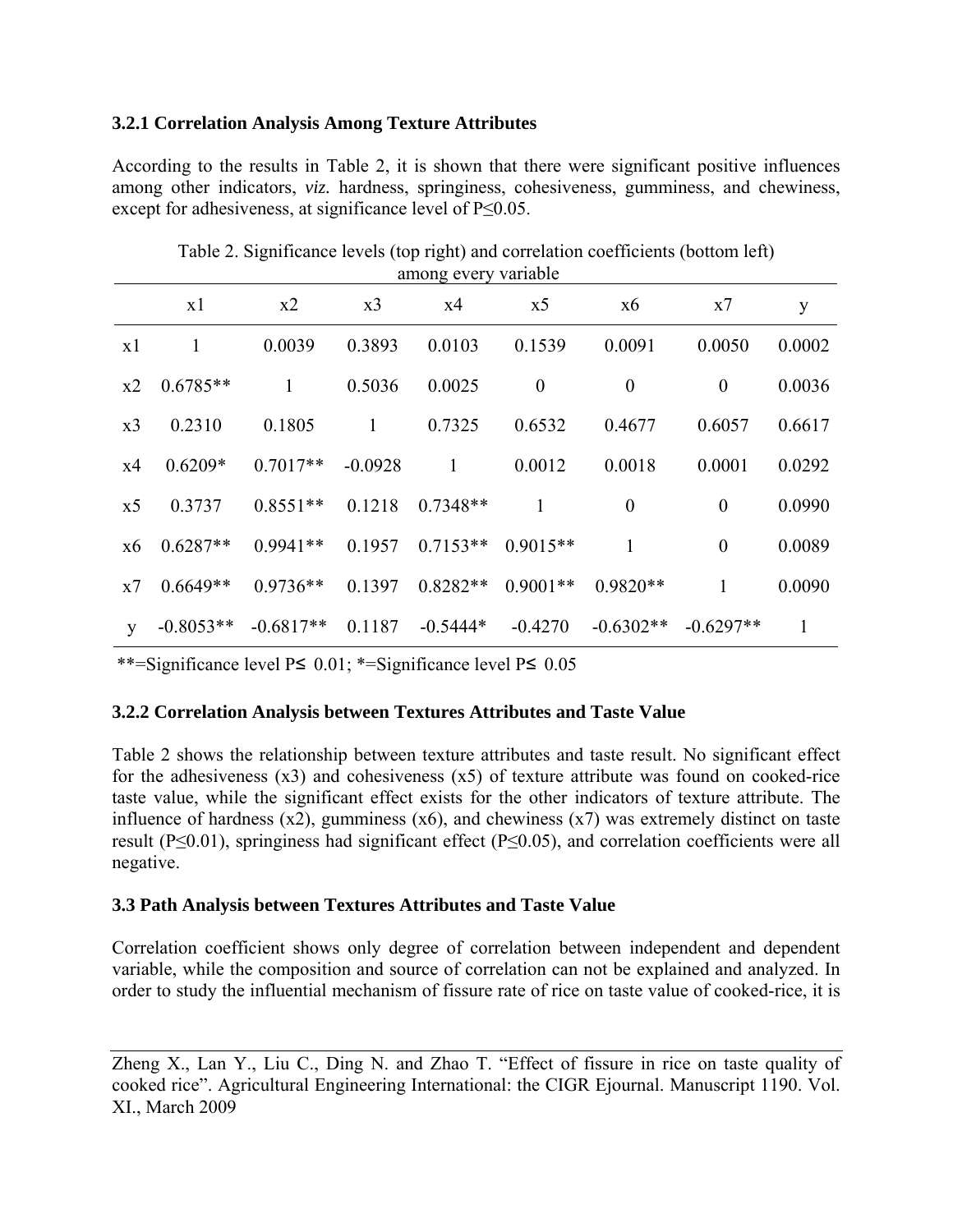### 3.2.1 Correlation Analysis Among Texture Attributes

According to the results in Table 2, it is shown that there were significant positive influences among other indicators, *viz.* hardness, springiness, cohesiveness, gumminess, and chewiness, except for adhesiveness, at significance level of $P \leq 0.05$.

Table 2. Significance levels (top right) and correlation coefficients (bottom left) among every variable

| | x1 | x2 | x3 | x4 | x5 | x6 | x7 | y |
|---|---|---|---|---|---|---|---|---|
| x1 | 1 | 0.0039 | 0.3893 | 0.0103 | 0.1539 | 0.0091 | 0.0050 | 0.0002 |
| x2 | 0.6785** | 1 | 0.5036 | 0.0025 | 0 | 0 | 0 | 0.0036 |
| x3 | 0.2310 | 0.1805 | 1 | 0.7325 | 0.6532 | 0.4677 | 0.6057 | 0.6617 |
| x4 | 0.6209* | 0.7017** | -0.0928 | 1 | 0.0012 | 0.0018 | 0.0001 | 0.0292 |
| x5 | 0.3737 | 0.8551** | 0.1218 | 0.7348** | 1 | 0 | 0 | 0.0990 |
| x6 | 0.6287** | 0.9941** | 0.1957 | 0.7153** | 0.9015** | 1 | 0 | 0.0089 |
| x7 | 0.6649** | 0.9736** | 0.1397 | 0.8282** | 0.9001** | 0.9820** | 1 | 0.0090 |
| y | -0.8053** | -0.6817** | 0.1187 | -0.5444* | -0.4270 | -0.6302** | -0.6297** | 1 |

**=Significance level $P \leq 0.01$; *=Significance level $P \leq 0.05$

### 3.2.2 Correlation Analysis between Textures Attributes and Taste Value

Table 2 shows the relationship between texture attributes and taste result. No significant effect for the adhesiveness (x3) and cohesiveness (x5) of texture attribute was found on cooked-rice taste value, while the significant effect exists for the other indicators of texture attribute. The influence of hardness (x2), gumminess (x6), and chewiness (x7) was extremely distinct on taste result ($P \leq 0.01$), springiness had significant effect ($P \leq 0.05$), and correlation coefficients were all negative.

### 3.3 Path Analysis between Textures Attributes and Taste Value

Correlation coefficient shows only degree of correlation between independent and dependent variable, while the composition and source of correlation can not be explained and analyzed. In order to study the influential mechanism of fissure rate of rice on taste value of cooked-rice, it is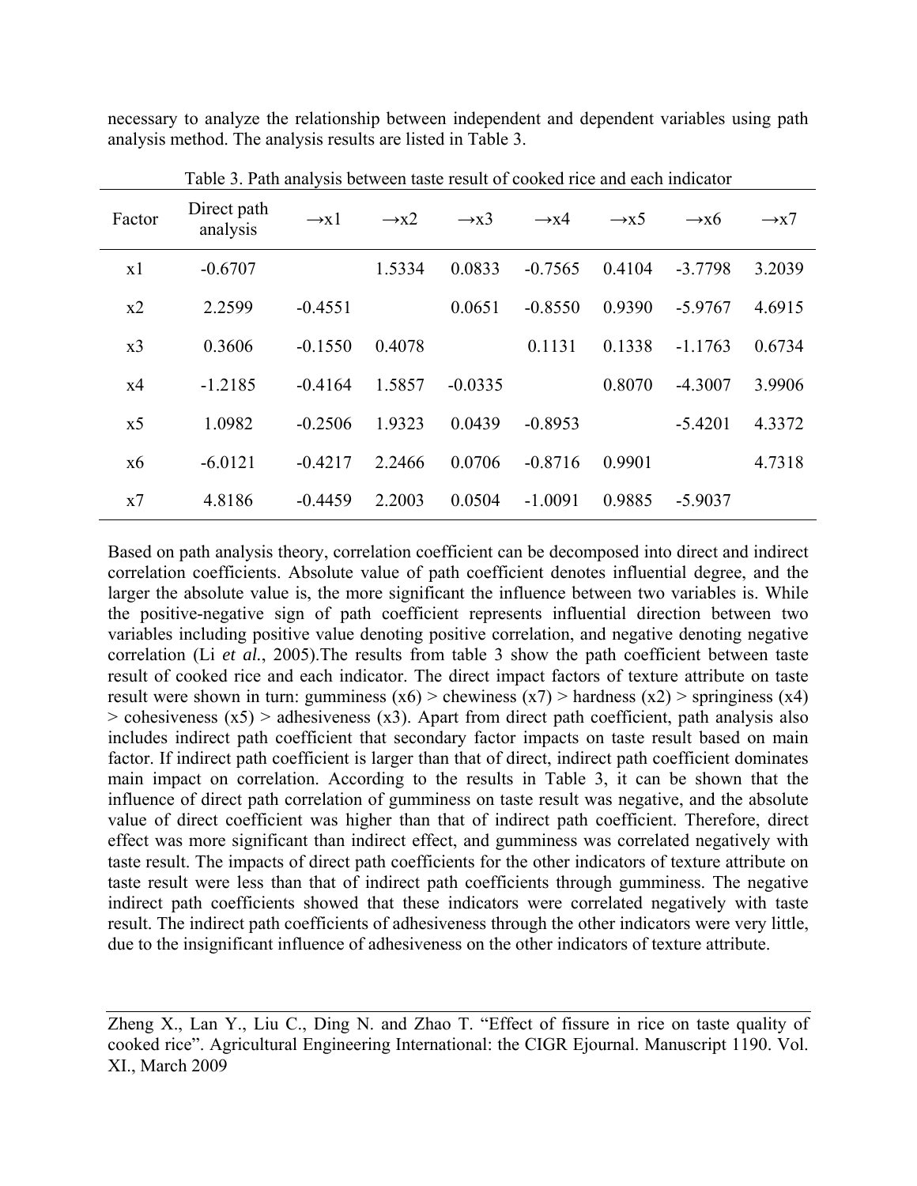necessary to analyze the relationship between independent and dependent variables using path analysis method. The analysis results are listed in Table 3.

Table 3. Path analysis between taste result of cooked rice and each indicator

| Factor | Direct path analysis | →x1 | →x2 | →x3 | →x4 | →x5 | →x6 | →x7 |
|---|---|---|---|---|---|---|---|---|
| x1 | -0.6707 | | 1.5334 | 0.0833 | -0.7565 | 0.4104 | -3.7798 | 3.2039 |
| x2 | 2.2599 | -0.4551 | | 0.0651 | -0.8550 | 0.9390 | -5.9767 | 4.6915 |
| x3 | 0.3606 | -0.1550 | 0.4078 | | 0.1131 | 0.1338 | -1.1763 | 0.6734 |
| x4 | -1.2185 | -0.4164 | 1.5857 | -0.0335 | | 0.8070 | -4.3007 | 3.9906 |
| x5 | 1.0982 | -0.2506 | 1.9323 | 0.0439 | -0.8953 | | -5.4201 | 4.3372 |
| x6 | -6.0121 | -0.4217 | 2.2466 | 0.0706 | -0.8716 | 0.9901 | | 4.7318 |
| x7 | 4.8186 | -0.4459 | 2.2003 | 0.0504 | -1.0091 | 0.9885 | -5.9037 | |

Based on path analysis theory, correlation coefficient can be decomposed into direct and indirect correlation coefficients. Absolute value of path coefficient denotes influential degree, and the larger the absolute value is, the more significant the influence between two variables is. While the positive-negative sign of path coefficient represents influential direction between two variables including positive value denoting positive correlation, and negative denoting negative correlation (Li *et al.*, 2005).The results from table 3 show the path coefficient between taste result of cooked rice and each indicator. The direct impact factors of texture attribute on taste result were shown in turn: gumminess (x6) > chewiness (x7) > hardness (x2) > springiness (x4) > cohesiveness (x5) > adhesiveness (x3). Apart from direct path coefficient, path analysis also includes indirect path coefficient that secondary factor impacts on taste result based on main factor. If indirect path coefficient is larger than that of direct, indirect path coefficient dominates main impact on correlation. According to the results in Table 3, it can be shown that the influence of direct path correlation of gumminess on taste result was negative, and the absolute value of direct coefficient was higher than that of indirect path coefficient. Therefore, direct effect was more significant than indirect effect, and gumminess was correlated negatively with taste result. The impacts of direct path coefficients for the other indicators of texture attribute on taste result were less than that of indirect path coefficients through gumminess. The negative indirect path coefficients showed that these indicators were correlated negatively with taste result. The indirect path coefficients of adhesiveness through the other indicators were very little, due to the insignificant influence of adhesiveness on the other indicators of texture attribute.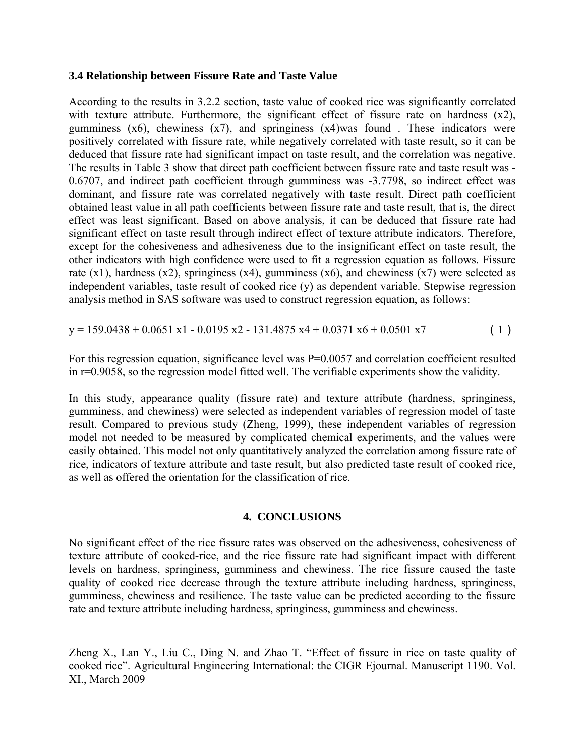### 3.4 Relationship between Fissure Rate and Taste Value

According to the results in 3.2.2 section, taste value of cooked rice was significantly correlated with texture attribute. Furthermore, the significant effect of fissure rate on hardness (x2), gumminess (x6), chewiness (x7), and springiness (x4)was found . These indicators were positively correlated with fissure rate, while negatively correlated with taste result, so it can be deduced that fissure rate had significant impact on taste result, and the correlation was negative. The results in Table 3 show that direct path coefficient between fissure rate and taste result was -0.6707, and indirect path coefficient through gumminess was -3.7798, so indirect effect was dominant, and fissure rate was correlated negatively with taste result. Direct path coefficient obtained least value in all path coefficients between fissure rate and taste result, that is, the direct effect was least significant. Based on above analysis, it can be deduced that fissure rate had significant effect on taste result through indirect effect of texture attribute indicators. Therefore, except for the cohesiveness and adhesiveness due to the insignificant effect on taste result, the other indicators with high confidence were used to fit a regression equation as follows. Fissure rate (x1), hardness (x2), springiness (x4), gumminess (x6), and chewiness (x7) were selected as independent variables, taste result of cooked rice (y) as dependent variable. Stepwise regression analysis method in SAS software was used to construct regression equation, as follows:

$$y = 159.0438 + 0.0651\, x1 - 0.0195\, x2 - 131.4875\, x4 + 0.0371\, x6 + 0.0501\, x7 \qquad (1)$$

For this regression equation, significance level was $P=0.0057$ and correlation coefficient resulted in $r=0.9058$, so the regression model fitted well. The verifiable experiments show the validity.

In this study, appearance quality (fissure rate) and texture attribute (hardness, springiness, gumminess, and chewiness) were selected as independent variables of regression model of taste result. Compared to previous study (Zheng, 1999), these independent variables of regression model not needed to be measured by complicated chemical experiments, and the values were easily obtained. This model not only quantitatively analyzed the correlation among fissure rate of rice, indicators of texture attribute and taste result, but also predicted taste result of cooked rice, as well as offered the orientation for the classification of rice.

## 4. CONCLUSIONS

No significant effect of the rice fissure rates was observed on the adhesiveness, cohesiveness of texture attribute of cooked-rice, and the rice fissure rate had significant impact with different levels on hardness, springiness, gumminess and chewiness. The rice fissure caused the taste quality of cooked rice decrease through the texture attribute including hardness, springiness, gumminess, chewiness and resilience. The taste value can be predicted according to the fissure rate and texture attribute including hardness, springiness, gumminess and chewiness.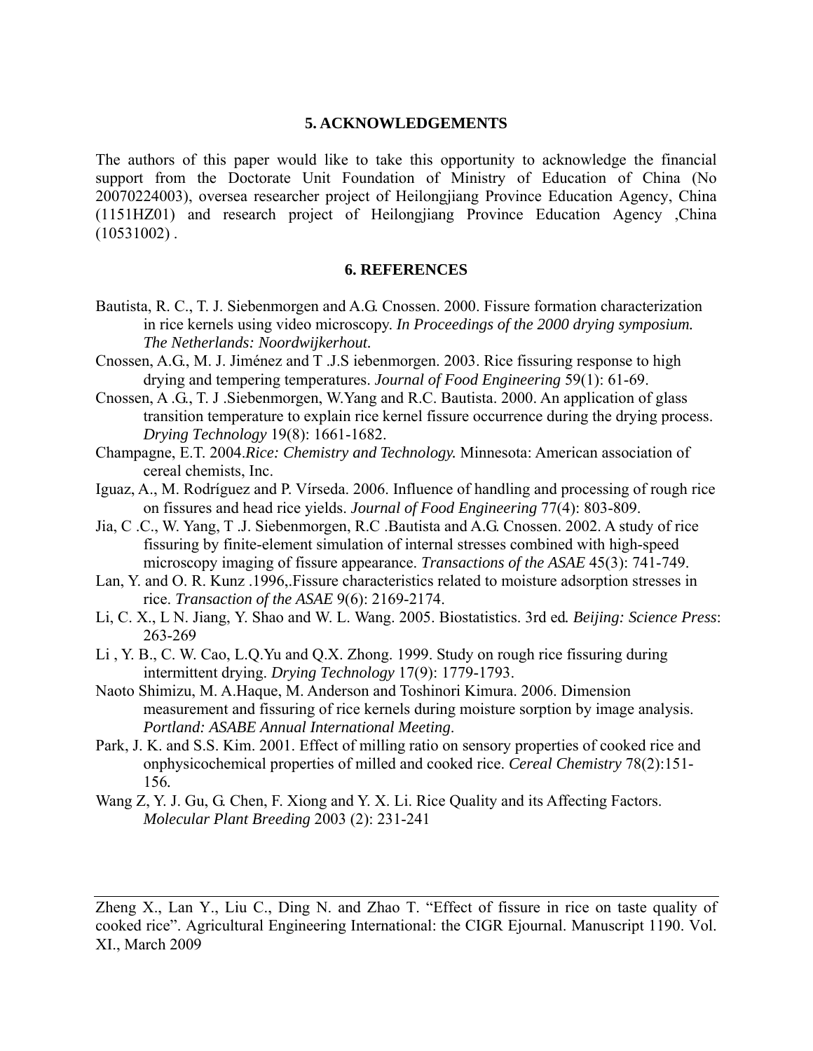## 5. ACKNOWLEDGEMENTS

The authors of this paper would like to take this opportunity to acknowledge the financial support from the Doctorate Unit Foundation of Ministry of Education of China (No 20070224003), oversea researcher project of Heilongjiang Province Education Agency, China (1151HZ01) and research project of Heilongjiang Province Education Agency ,China (10531002) .

## 6. REFERENCES

Bautista, R. C., T. J. Siebenmorgen and A.G. Cnossen. 2000. Fissure formation characterization in rice kernels using video microscopy. *In Proceedings of the 2000 drying symposium. The Netherlands: Noordwijkerhout.*

Cnossen, A.G., M. J. Jiménez and T .J.S iebenmorgen. 2003. Rice fissuring response to high drying and tempering temperatures. *Journal of Food Engineering* 59(1): 61-69.

Cnossen, A .G., T. J .Siebenmorgen, W.Yang and R.C. Bautista. 2000. An application of glass transition temperature to explain rice kernel fissure occurrence during the drying process. *Drying Technology* 19(8): 1661-1682.

Champagne, E.T. 2004.*Rice: Chemistry and Technology.* Minnesota: American association of cereal chemists, Inc.

Iguaz, A., M. Rodríguez and P. Vírseda. 2006. Influence of handling and processing of rough rice on fissures and head rice yields. *Journal of Food Engineering* 77(4): 803-809.

Jia, C .C., W. Yang, T .J. Siebenmorgen, R.C .Bautista and A.G. Cnossen. 2002. A study of rice fissuring by finite-element simulation of internal stresses combined with high-speed microscopy imaging of fissure appearance. *Transactions of the ASAE* 45(3): 741-749.

Lan, Y. and O. R. Kunz .1996,.Fissure characteristics related to moisture adsorption stresses in rice. *Transaction of the ASAE* 9(6): 2169-2174.

Li, C. X., L N. Jiang, Y. Shao and W. L. Wang. 2005. Biostatistics. 3rd ed*. Beijing: Science Press*: 263-269

Li , Y. B., C. W. Cao, L.Q.Yu and Q.X. Zhong. 1999. Study on rough rice fissuring during intermittent drying. *Drying Technology* 17(9): 1779-1793.

Naoto Shimizu, M. A.Haque, M. Anderson and Toshinori Kimura. 2006. Dimension measurement and fissuring of rice kernels during moisture sorption by image analysis. *Portland: ASABE Annual International Meeting*.

Park, J. K. and S.S. Kim. 2001. Effect of milling ratio on sensory properties of cooked rice and onphysicochemical properties of milled and cooked rice. *Cereal Chemistry* 78(2):151-156.

Wang Z, Y. J. Gu, G. Chen, F. Xiong and Y. X. Li. Rice Quality and its Affecting Factors. *Molecular Plant Breeding* 2003 (2): 231-241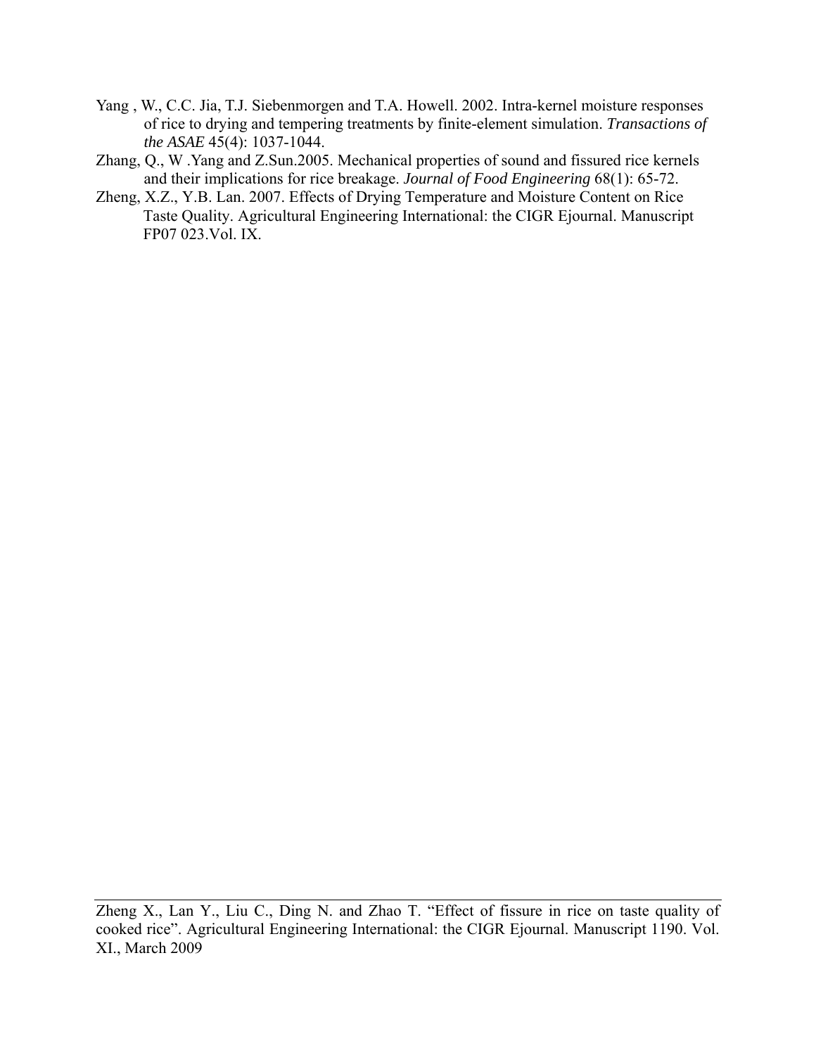Yang , W., C.C. Jia, T.J. Siebenmorgen and T.A. Howell. 2002. Intra-kernel moisture responses of rice to drying and tempering treatments by finite-element simulation. *Transactions of the ASAE* 45(4): 1037-1044.

Zhang, Q., W .Yang and Z.Sun.2005. Mechanical properties of sound and fissured rice kernels and their implications for rice breakage. *Journal of Food Engineering* 68(1): 65-72.

Zheng, X.Z., Y.B. Lan. 2007. Effects of Drying Temperature and Moisture Content on Rice Taste Quality. Agricultural Engineering International: the CIGR Ejournal. Manuscript FP07 023.Vol. IX.